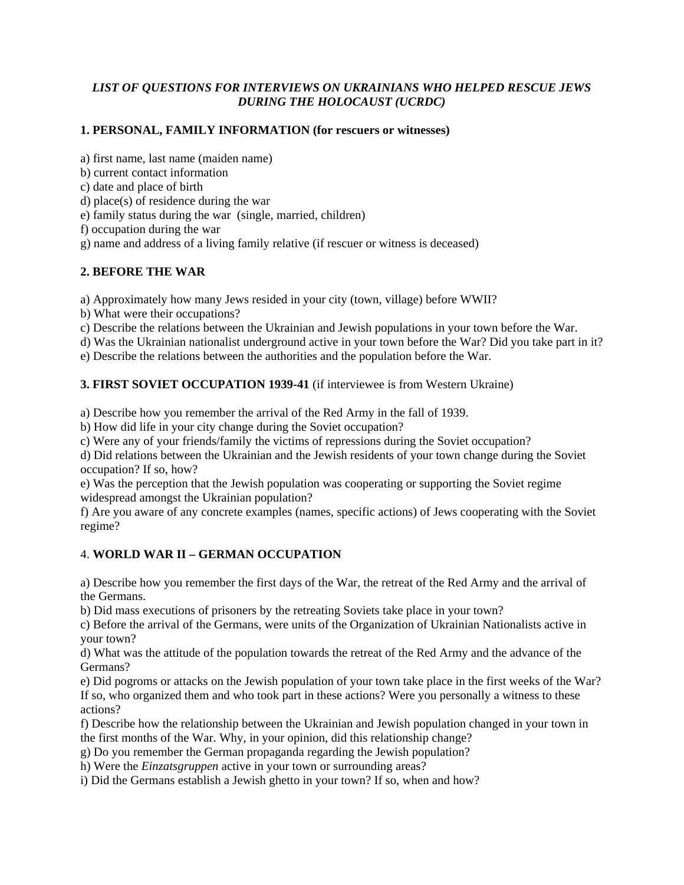# *LIST OF QUESTIONS FOR INTERVIEWS ON UKRAINIANS WHO HELPED RESCUE JEWS DURING THE HOLOCAUST (UCRDC)*

## 1. PERSONAL, FAMILY INFORMATION (for rescuers or witnesses)

a) first name, last name (maiden name)
b) current contact information
c) date and place of birth
d) place(s) of residence during the war
e) family status during the war (single, married, children)
f) occupation during the war
g) name and address of a living family relative (if rescuer or witness is deceased)

## 2. BEFORE THE WAR

a) Approximately how many Jews resided in your city (town, village) before WWII?
b) What were their occupations?
c) Describe the relations between the Ukrainian and Jewish populations in your town before the War.
d) Was the Ukrainian nationalist underground active in your town before the War? Did you take part in it?
e) Describe the relations between the authorities and the population before the War.

## 3. FIRST SOVIET OCCUPATION 1939-41 (if interviewee is from Western Ukraine)

a) Describe how you remember the arrival of the Red Army in the fall of 1939.
b) How did life in your city change during the Soviet occupation?
c) Were any of your friends/family the victims of repressions during the Soviet occupation?
d) Did relations between the Ukrainian and the Jewish residents of your town change during the Soviet occupation? If so, how?
e) Was the perception that the Jewish population was cooperating or supporting the Soviet regime widespread amongst the Ukrainian population?
f) Are you aware of any concrete examples (names, specific actions) of Jews cooperating with the Soviet regime?

## 4. WORLD WAR II – GERMAN OCCUPATION

a) Describe how you remember the first days of the War, the retreat of the Red Army and the arrival of the Germans.
b) Did mass executions of prisoners by the retreating Soviets take place in your town?
c) Before the arrival of the Germans, were units of the Organization of Ukrainian Nationalists active in your town?
d) What was the attitude of the population towards the retreat of the Red Army and the advance of the Germans?
e) Did pogroms or attacks on the Jewish population of your town take place in the first weeks of the War? If so, who organized them and who took part in these actions? Were you personally a witness to these actions?
f) Describe how the relationship between the Ukrainian and Jewish population changed in your town in the first months of the War. Why, in your opinion, did this relationship change?
g) Do you remember the German propaganda regarding the Jewish population?
h) Were the *Einzatsgruppen* active in your town or surrounding areas?
i) Did the Germans establish a Jewish ghetto in your town? If so, when and how?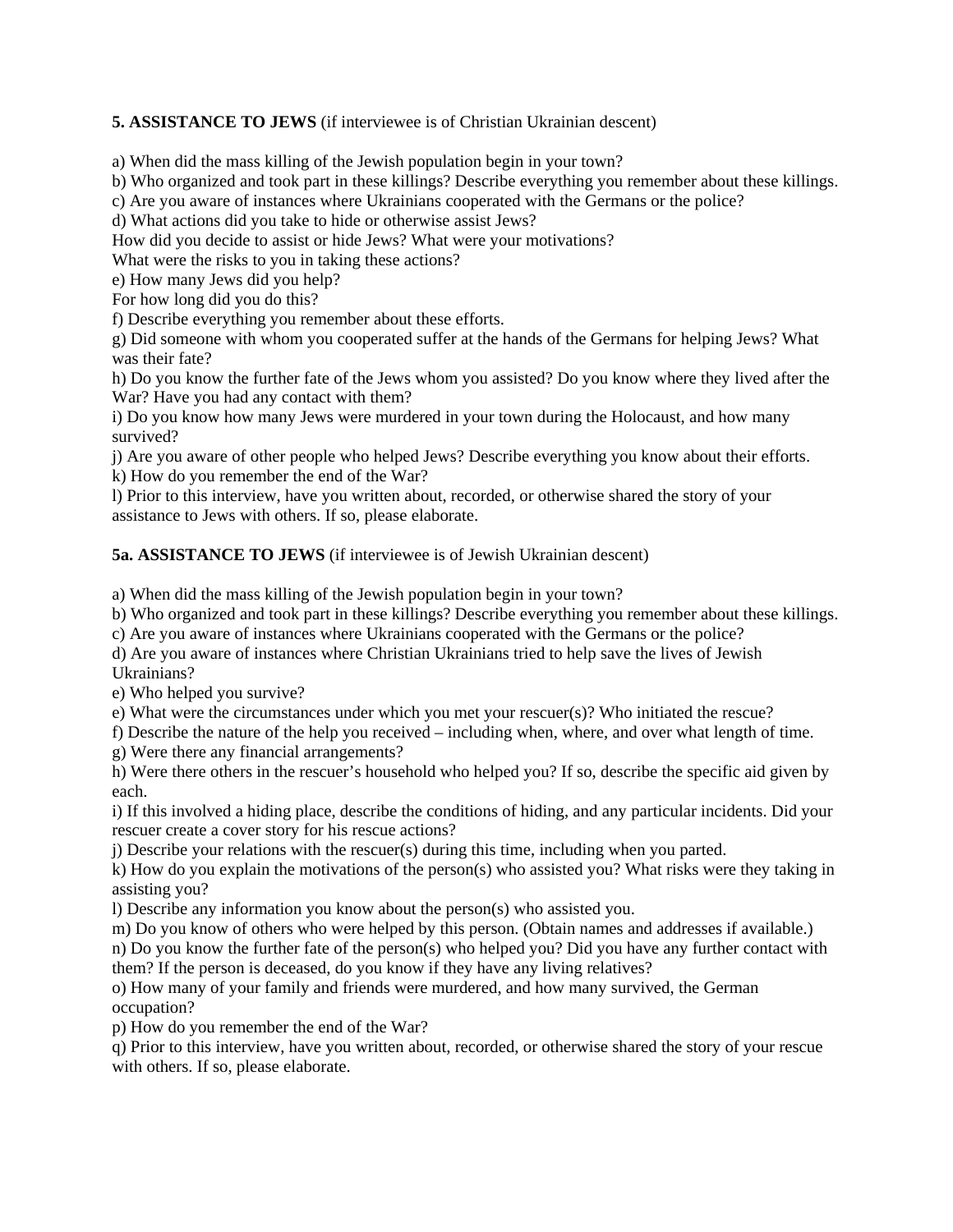**5. ASSISTANCE TO JEWS** (if interviewee is of Christian Ukrainian descent)

a) When did the mass killing of the Jewish population begin in your town?
b) Who organized and took part in these killings? Describe everything you remember about these killings.
c) Are you aware of instances where Ukrainians cooperated with the Germans or the police?
d) What actions did you take to hide or otherwise assist Jews?
How did you decide to assist or hide Jews? What were your motivations?
What were the risks to you in taking these actions?
e) How many Jews did you help?
For how long did you do this?
f) Describe everything you remember about these efforts.
g) Did someone with whom you cooperated suffer at the hands of the Germans for helping Jews? What was their fate?
h) Do you know the further fate of the Jews whom you assisted? Do you know where they lived after the War? Have you had any contact with them?
i) Do you know how many Jews were murdered in your town during the Holocaust, and how many survived?
j) Are you aware of other people who helped Jews? Describe everything you know about their efforts.
k) How do you remember the end of the War?
l) Prior to this interview, have you written about, recorded, or otherwise shared the story of your assistance to Jews with others. If so, please elaborate.

**5a. ASSISTANCE TO JEWS** (if interviewee is of Jewish Ukrainian descent)

a) When did the mass killing of the Jewish population begin in your town?
b) Who organized and took part in these killings? Describe everything you remember about these killings.
c) Are you aware of instances where Ukrainians cooperated with the Germans or the police?
d) Are you aware of instances where Christian Ukrainians tried to help save the lives of Jewish Ukrainians?
e) Who helped you survive?
e) What were the circumstances under which you met your rescuer(s)? Who initiated the rescue?
f) Describe the nature of the help you received – including when, where, and over what length of time.
g) Were there any financial arrangements?
h) Were there others in the rescuer's household who helped you? If so, describe the specific aid given by each.
i) If this involved a hiding place, describe the conditions of hiding, and any particular incidents. Did your rescuer create a cover story for his rescue actions?
j) Describe your relations with the rescuer(s) during this time, including when you parted.
k) How do you explain the motivations of the person(s) who assisted you? What risks were they taking in assisting you?
l) Describe any information you know about the person(s) who assisted you.
m) Do you know of others who were helped by this person. (Obtain names and addresses if available.)
n) Do you know the further fate of the person(s) who helped you? Did you have any further contact with them? If the person is deceased, do you know if they have any living relatives?
o) How many of your family and friends were murdered, and how many survived, the German occupation?
p) How do you remember the end of the War?
q) Prior to this interview, have you written about, recorded, or otherwise shared the story of your rescue with others. If so, please elaborate.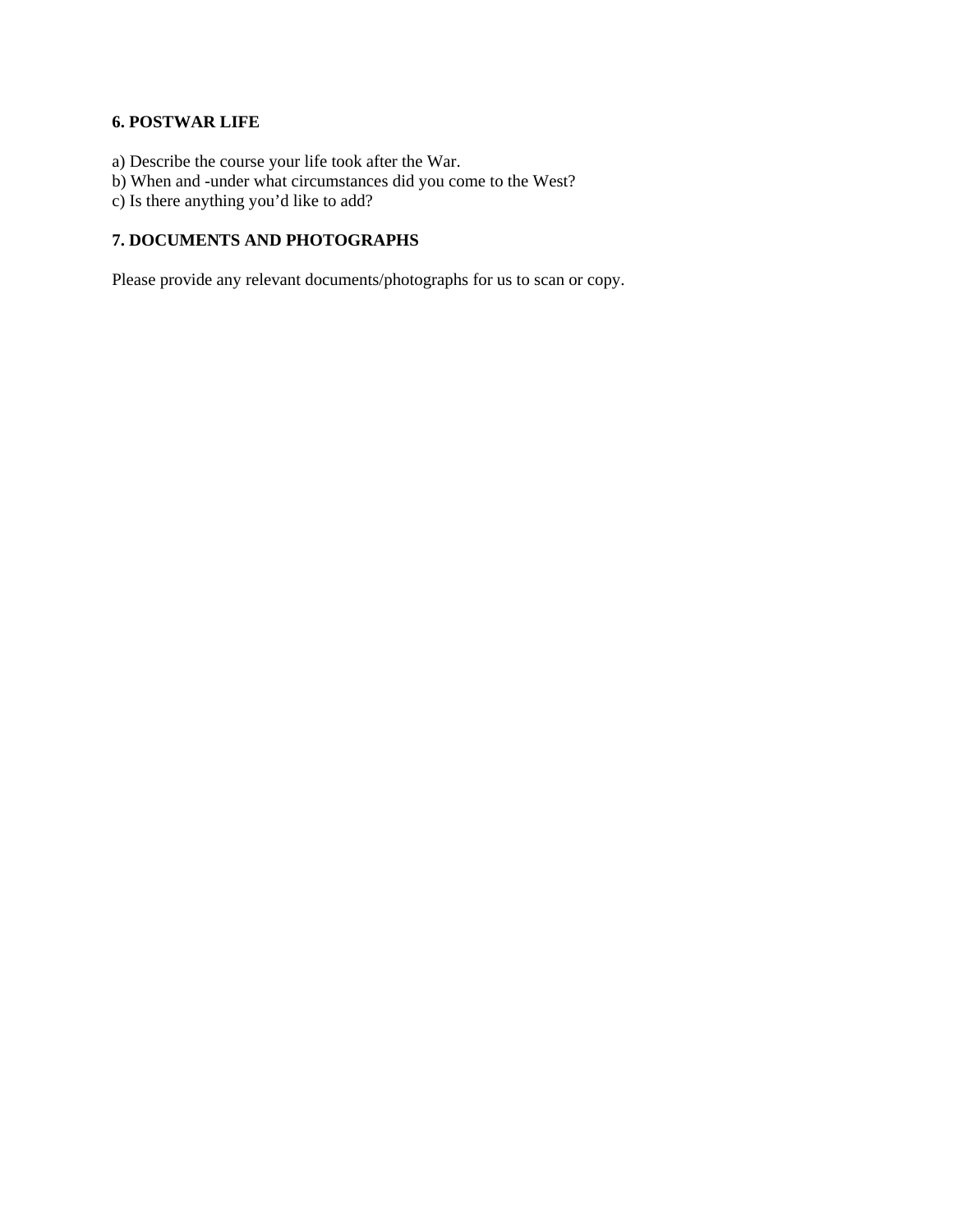**6. POSTWAR LIFE**

a) Describe the course your life took after the War.
b) When and -under what circumstances did you come to the West?
c) Is there anything you'd like to add?

**7. DOCUMENTS AND PHOTOGRAPHS**

Please provide any relevant documents/photographs for us to scan or copy.